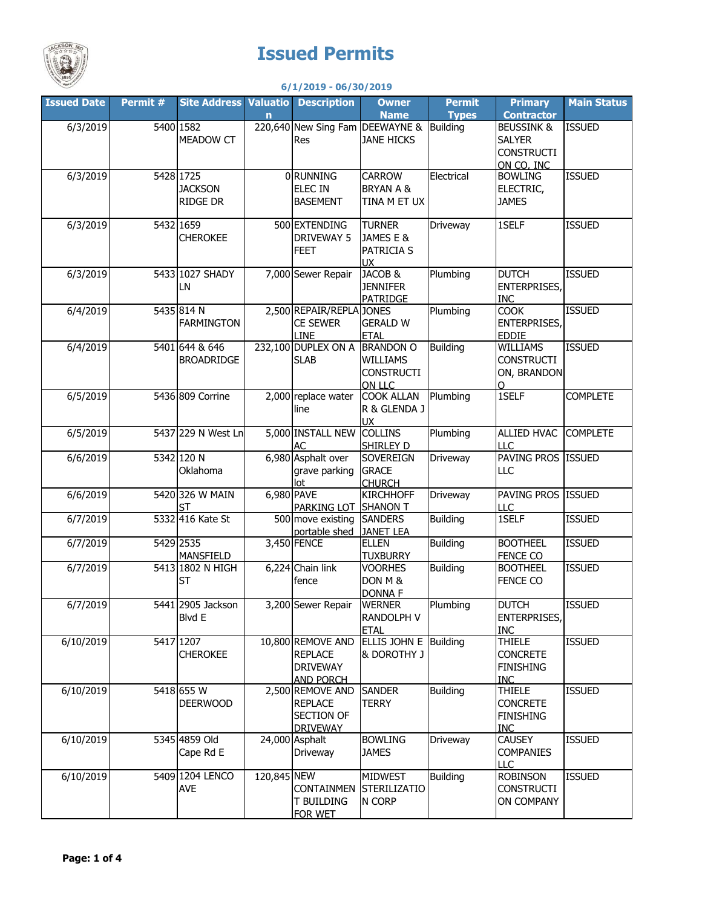# Issued Permits

**6/1/2019 - 06/30/2019**

| Issued Date | Permit # | Site Address | Valuation | Description | Owner Name | Permit Types | Primary Contractor | Main Status |
|---|---|---|---|---|---|---|---|---|
| 6/3/2019 | 5400 | 1582 MEADOW CT | 220,640 | New Sing Fam Res | DEEWAYNE & JANE HICKS | Building | BEUSSINK & SALYER CONSTRUCTION CO, INC | ISSUED |
| 6/3/2019 | 5428 | 1725 JACKSON RIDGE DR | 0 | RUNNING ELEC IN BASEMENT | CARROW BRYAN A & TINA M ET UX | Electrical | BOWLING ELECTRIC, JAMES | ISSUED |
| 6/3/2019 | 5432 | 1659 CHEROKEE | 500 | EXTENDING DRIVEWAY 5 FEET | TURNER JAMES E & PATRICIA S UX | Driveway | 1SELF | ISSUED |
| 6/3/2019 | 5433 | 1027 SHADY LN | 7,000 | Sewer Repair | JACOB & JENNIFER PATRIDGE | Plumbing | DUTCH ENTERPRISES, INC | ISSUED |
| 6/4/2019 | 5435 | 814 N FARMINGTON | 2,500 | REPAIR/REPLACE SEWER LINE | JONES GERALD W ETAL | Plumbing | COOK ENTERPRISES, EDDIE | ISSUED |
| 6/4/2019 | 5401 | 644 & 646 BROADRIDGE | 232,100 | DUPLEX ON A SLAB | BRANDON O WILLIAMS CONSTRUCTION LLC | Building | WILLIAMS CONSTRUCTION, BRANDON O | ISSUED |
| 6/5/2019 | 5436 | 809 Corrine | 2,000 | replace water line | COOK ALLAN R & GLENDA J UX | Plumbing | 1SELF | COMPLETE |
| 6/5/2019 | 5437 | 229 N West Ln | 5,000 | INSTALL NEW AC | COLLINS SHIRLEY D | Plumbing | ALLIED HVAC LLC | COMPLETE |
| 6/6/2019 | 5342 | 120 N Oklahoma | 6,980 | Asphalt over grave parking lot | SOVEREIGN GRACE CHURCH | Driveway | PAVING PROS LLC | ISSUED |
| 6/6/2019 | 5420 | 326 W MAIN ST | 6,980 | PAVE PARKING LOT | KIRCHHOFF SHANON T | Driveway | PAVING PROS LLC | ISSUED |
| 6/7/2019 | 5332 | 416 Kate St | 500 | move existing portable shed | SANDERS JANET LEA | Building | 1SELF | ISSUED |
| 6/7/2019 | 5429 | 2535 MANSFIELD | 3,450 | FENCE | ELLEN TUXBURRY | Building | BOOTHEEL FENCE CO | ISSUED |
| 6/7/2019 | 5413 | 1802 N HIGH ST | 6,224 | Chain link fence | VOORHES DON M & DONNA F | Building | BOOTHEEL FENCE CO | ISSUED |
| 6/7/2019 | 5441 | 2905 Jackson Blvd E | 3,200 | Sewer Repair | WERNER RANDOLPH V ETAL | Plumbing | DUTCH ENTERPRISES, INC | ISSUED |
| 6/10/2019 | 5417 | 1207 CHEROKEE | 10,800 | REMOVE AND REPLACE DRIVEWAY AND PORCH | ELLIS JOHN E & DOROTHY J | Building | THIELE CONCRETE FINISHING INC | ISSUED |
| 6/10/2019 | 5418 | 655 W DEERWOOD | 2,500 | REMOVE AND REPLACE SECTION OF DRIVEWAY | SANDER TERRY | Building | THIELE CONCRETE FINISHING INC | ISSUED |
| 6/10/2019 | 5345 | 4859 Old Cape Rd E | 24,000 | Asphalt Driveway | BOWLING JAMES | Driveway | CAUSEY COMPANIES LLC | ISSUED |
| 6/10/2019 | 5409 | 1204 LENCO AVE | 120,845 | NEW CONTAINMENT BUILDING FOR WET | MIDWEST STERILIZATION CORP | Building | ROBINSON CONSTRUCTION COMPANY | ISSUED |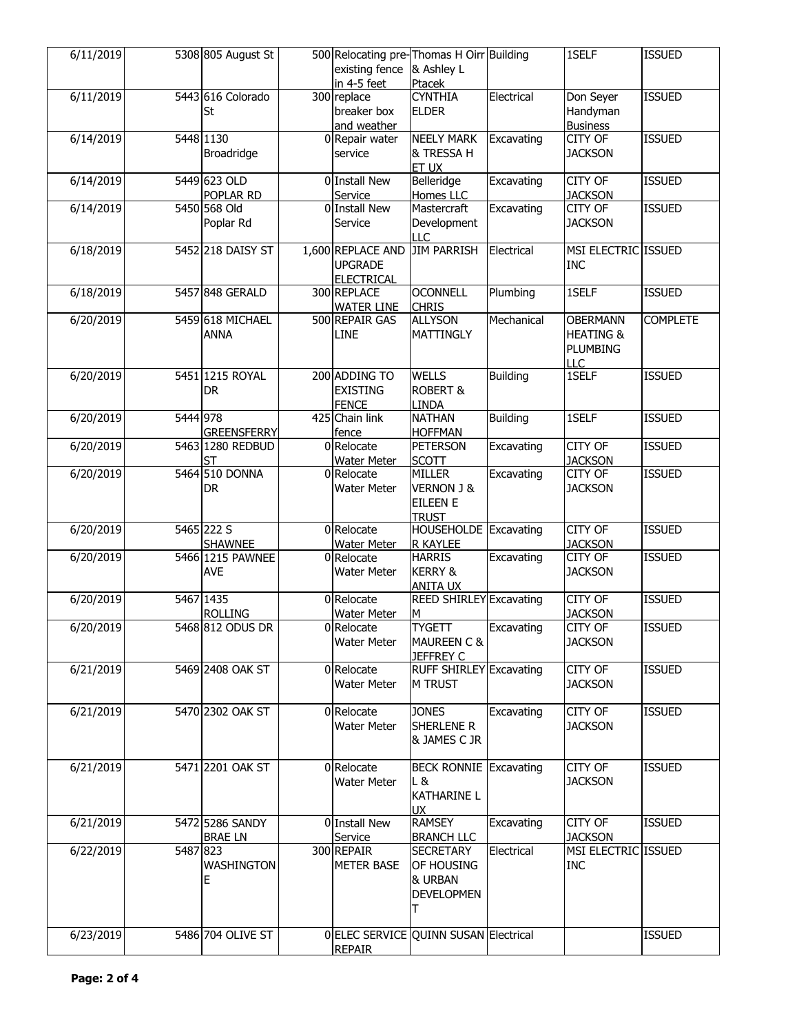| | | | | | | | | |
|---|---|---|---|---|---|---|---|---|
| 6/11/2019 | 5308 | 805 August St | 500 | Relocating pre-existing fence in 4-5 feet | Thomas H Oirr & Ashley L Ptacek | Building | 1SELF | ISSUED |
| 6/11/2019 | 5443 | 616 Colorado St | 300 | replace breaker box and weather | CYNTHIA ELDER | Electrical | Don Seyer Handyman Business | ISSUED |
| 6/14/2019 | 5448 | 1130 Broadridge | 0 | Repair water service | NEELY MARK & TRESSA H ET UX | Excavating | CITY OF JACKSON | ISSUED |
| 6/14/2019 | 5449 | 623 OLD POPLAR RD | 0 | Install New Service | Belleridge Homes LLC | Excavating | CITY OF JACKSON | ISSUED |
| 6/14/2019 | 5450 | 568 Old Poplar Rd | 0 | Install New Service | Mastercraft Development LLC | Excavating | CITY OF JACKSON | ISSUED |
| 6/18/2019 | 5452 | 218 DAISY ST | 1,600 | REPLACE AND UPGRADE ELECTRICAL | JIM PARRISH | Electrical | MSI ELECTRIC INC | ISSUED |
| 6/18/2019 | 5457 | 848 GERALD | 300 | REPLACE WATER LINE | OCONNELL CHRIS | Plumbing | 1SELF | ISSUED |
| 6/20/2019 | 5459 | 618 MICHAEL ANNA | 500 | REPAIR GAS LINE | ALLYSON MATTINGLY | Mechanical | OBERMANN HEATING & PLUMBING LLC | COMPLETE |
| 6/20/2019 | 5451 | 1215 ROYAL DR | 200 | ADDING TO EXISTING FENCE | WELLS ROBERT & LINDA | Building | 1SELF | ISSUED |
| 6/20/2019 | 5444 | 978 GREENSFERRY | 425 | Chain link fence | NATHAN HOFFMAN | Building | 1SELF | ISSUED |
| 6/20/2019 | 5463 | 1280 REDBUD ST | 0 | Relocate Water Meter | PETERSON SCOTT | Excavating | CITY OF JACKSON | ISSUED |
| 6/20/2019 | 5464 | 510 DONNA DR | 0 | Relocate Water Meter | MILLER VERNON J & EILEEN E TRUST | Excavating | CITY OF JACKSON | ISSUED |
| 6/20/2019 | 5465 | 222 S SHAWNEE | 0 | Relocate Water Meter | HOUSEHOLDER KAYLEE | Excavating | CITY OF JACKSON | ISSUED |
| 6/20/2019 | 5466 | 1215 PAWNEE AVE | 0 | Relocate Water Meter | HARRIS KERRY & ANITA UX | Excavating | CITY OF JACKSON | ISSUED |
| 6/20/2019 | 5467 | 1435 ROLLING | 0 | Relocate Water Meter | REED SHIRLEY M | Excavating | CITY OF JACKSON | ISSUED |
| 6/20/2019 | 5468 | 812 ODUS DR | 0 | Relocate Water Meter | TYGETT MAUREEN C & JEFFREY C | Excavating | CITY OF JACKSON | ISSUED |
| 6/21/2019 | 5469 | 2408 OAK ST | 0 | Relocate Water Meter | RUFF SHIRLEY M TRUST | Excavating | CITY OF JACKSON | ISSUED |
| 6/21/2019 | 5470 | 2302 OAK ST | 0 | Relocate Water Meter | JONES SHERLENE R & JAMES C JR | Excavating | CITY OF JACKSON | ISSUED |
| 6/21/2019 | 5471 | 2201 OAK ST | 0 | Relocate Water Meter | BECK RONNIE L & KATHARINE L UX | Excavating | CITY OF JACKSON | ISSUED |
| 6/21/2019 | 5472 | 5286 SANDY BRAE LN | 0 | Install New Service | RAMSEY BRANCH LLC | Excavating | CITY OF JACKSON | ISSUED |
| 6/22/2019 | 5487 | 823 WASHINGTON E | 300 | REPAIR METER BASE | SECRETARY OF HOUSING & URBAN DEVELOPMENT | Electrical | MSI ELECTRIC INC | ISSUED |
| 6/23/2019 | 5486 | 704 OLIVE ST | 0 | ELEC SERVICE REPAIR | QUINN SUSAN | Electrical | | ISSUED |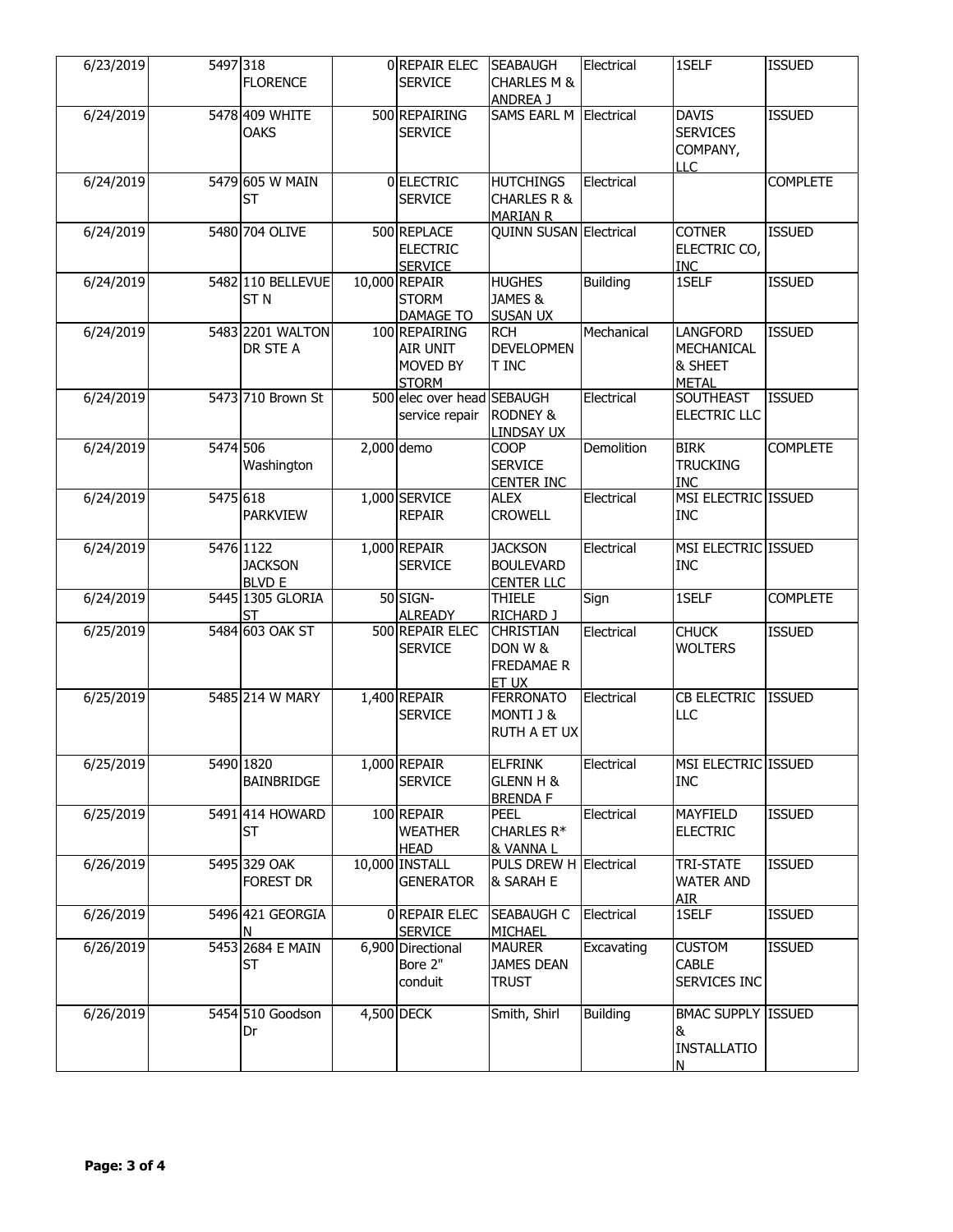| | | | | | | | | |
|---|---|---|---|---|---|---|---|---|
| 6/23/2019 | 5497 | 318 FLORENCE | 0 | REPAIR ELEC SERVICE | SEABAUGH CHARLES M & ANDREA J | Electrical | 1SELF | ISSUED |
| 6/24/2019 | 5478 | 409 WHITE OAKS | 500 | REPAIRING SERVICE | SAMS EARL M | Electrical | DAVIS SERVICES COMPANY, LLC | ISSUED |
| 6/24/2019 | 5479 | 605 W MAIN ST | 0 | ELECTRIC SERVICE | HUTCHINGS CHARLES R & MARIAN R | Electrical | | COMPLETE |
| 6/24/2019 | 5480 | 704 OLIVE | 500 | REPLACE ELECTRIC SERVICE | QUINN SUSAN | Electrical | COTNER ELECTRIC CO, INC | ISSUED |
| 6/24/2019 | 5482 | 110 BELLEVUE ST N | 10,000 | REPAIR STORM DAMAGE TO | HUGHES JAMES & SUSAN UX | Building | 1SELF | ISSUED |
| 6/24/2019 | 5483 | 2201 WALTON DR STE A | 100 | REPAIRING AIR UNIT MOVED BY STORM | RCH DEVELOPMENT INC | Mechanical | LANGFORD MECHANICAL & SHEET METAL | ISSUED |
| 6/24/2019 | 5473 | 710 Brown St | 500 | elec over head service repair | SEBAUGH RODNEY & LINDSAY UX | Electrical | SOUTHEAST ELECTRIC LLC | ISSUED |
| 6/24/2019 | 5474 | 506 Washington | 2,000 | demo | COOP SERVICE CENTER INC | Demolition | BIRK TRUCKING INC | COMPLETE |
| 6/24/2019 | 5475 | 618 PARKVIEW | 1,000 | SERVICE REPAIR | ALEX CROWELL | Electrical | MSI ELECTRIC INC | ISSUED |
| 6/24/2019 | 5476 | 1122 JACKSON BLVD E | 1,000 | REPAIR SERVICE | JACKSON BOULEVARD CENTER LLC | Electrical | MSI ELECTRIC INC | ISSUED |
| 6/24/2019 | 5445 | 1305 GLORIA ST | 50 | SIGN-ALREADY | THIELE RICHARD J | Sign | 1SELF | COMPLETE |
| 6/25/2019 | 5484 | 603 OAK ST | 500 | REPAIR ELEC SERVICE | CHRISTIAN DON W & FREDAMAE R ET UX | Electrical | CHUCK WOLTERS | ISSUED |
| 6/25/2019 | 5485 | 214 W MARY | 1,400 | REPAIR SERVICE | FERRONATO MONTI J & RUTH A ET UX | Electrical | CB ELECTRIC LLC | ISSUED |
| 6/25/2019 | 5490 | 1820 BAINBRIDGE | 1,000 | REPAIR SERVICE | ELFRINK GLENN H & BRENDA F | Electrical | MSI ELECTRIC INC | ISSUED |
| 6/25/2019 | 5491 | 414 HOWARD ST | 100 | REPAIR WEATHER HEAD | PEEL CHARLES R* & VANNA L | Electrical | MAYFIELD ELECTRIC | ISSUED |
| 6/26/2019 | 5495 | 329 OAK FOREST DR | 10,000 | INSTALL GENERATOR | PULS DREW H & SARAH E | Electrical | TRI-STATE WATER AND AIR | ISSUED |
| 6/26/2019 | 5496 | 421 GEORGIA N | 0 | REPAIR ELEC SERVICE | SEABAUGH C MICHAEL | Electrical | 1SELF | ISSUED |
| 6/26/2019 | 5453 | 2684 E MAIN ST | 6,900 | Directional Bore 2" conduit | MAURER JAMES DEAN TRUST | Excavating | CUSTOM CABLE SERVICES INC | ISSUED |
| 6/26/2019 | 5454 | 510 Goodson Dr | 4,500 | DECK | Smith, Shirl | Building | BMAC SUPPLY & INSTALLATION | ISSUED |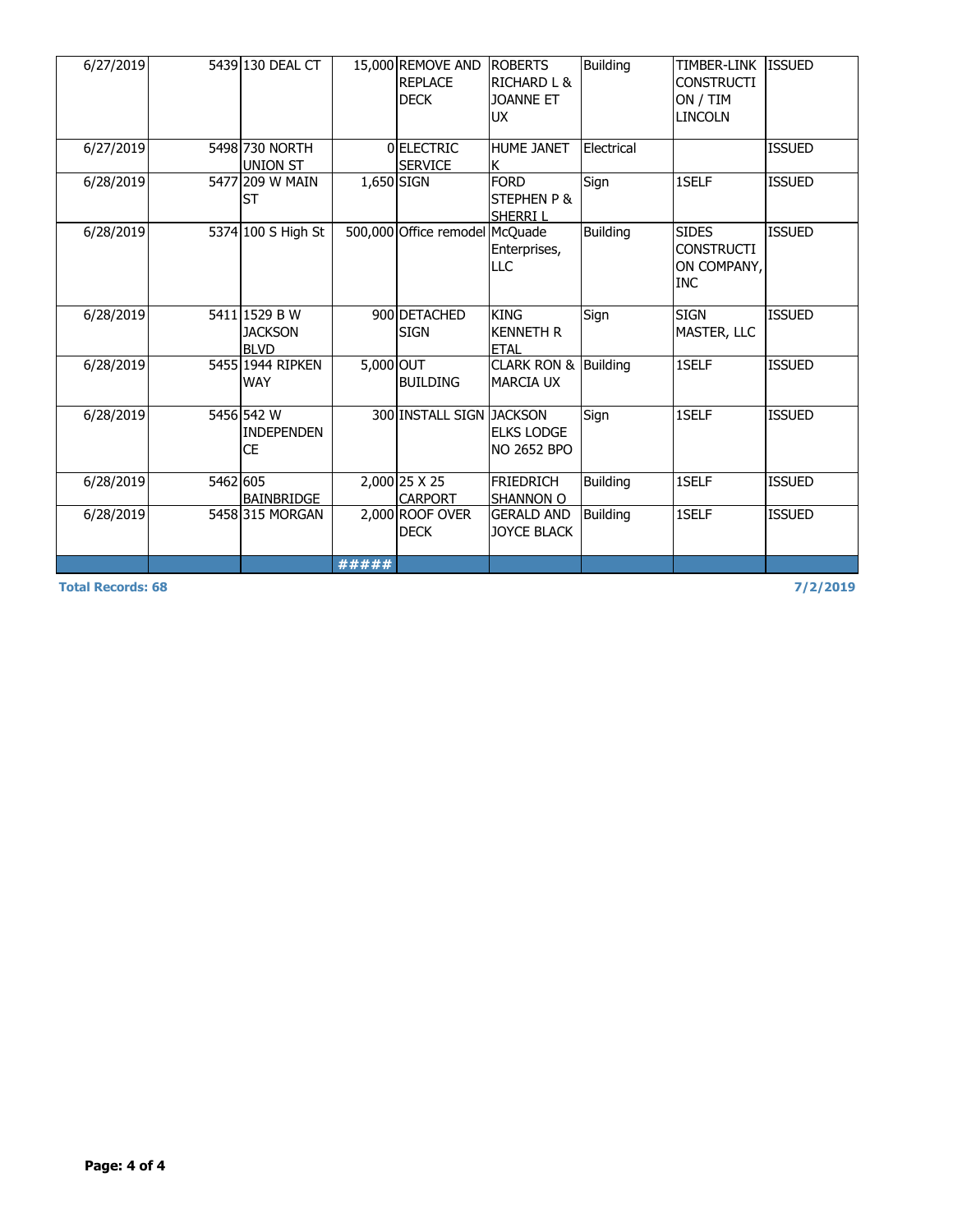| | | | | | | | | |
|---|---|---|---|---|---|---|---|---|
| 6/27/2019 | 5439 | 130 DEAL CT | 15,000 | REMOVE AND REPLACE DECK | ROBERTS RICHARD L & JOANNE ET UX | Building | TIMBER-LINK CONSTRUCTION / TIM LINCOLN | ISSUED |
| 6/27/2019 | 5498 | 730 NORTH UNION ST | 0 | ELECTRIC SERVICE | HUME JANET K | Electrical | | ISSUED |
| 6/28/2019 | 5477 | 209 W MAIN ST | 1,650 | SIGN | FORD STEPHEN P & SHERRI L | Sign | 1SELF | ISSUED |
| 6/28/2019 | 5374 | 100 S High St | 500,000 | Office remodel | McQuade Enterprises, LLC | Building | SIDES CONSTRUCTION COMPANY, INC | ISSUED |
| 6/28/2019 | 5411 | 1529 B W JACKSON BLVD | 900 | DETACHED SIGN | KING KENNETH R ETAL | Sign | SIGN MASTER, LLC | ISSUED |
| 6/28/2019 | 5455 | 1944 RIPKEN WAY | 5,000 | OUT BUILDING | CLARK RON & MARCIA UX | Building | 1SELF | ISSUED |
| 6/28/2019 | 5456 | 542 W INDEPENDENCE | 300 | INSTALL SIGN | JACKSON ELKS LODGE NO 2652 BPO | Sign | 1SELF | ISSUED |
| 6/28/2019 | 5462 | 605 BAINBRIDGE | 2,000 | 25 X 25 CARPORT | FRIEDRICH SHANNON O | Building | 1SELF | ISSUED |
| 6/28/2019 | 5458 | 315 MORGAN | 2,000 | ROOF OVER DECK | GERALD AND JOYCE BLACK | Building | 1SELF | ISSUED |
| | | | ##### | | | | | |

**Total Records: 68**

**7/2/2019**